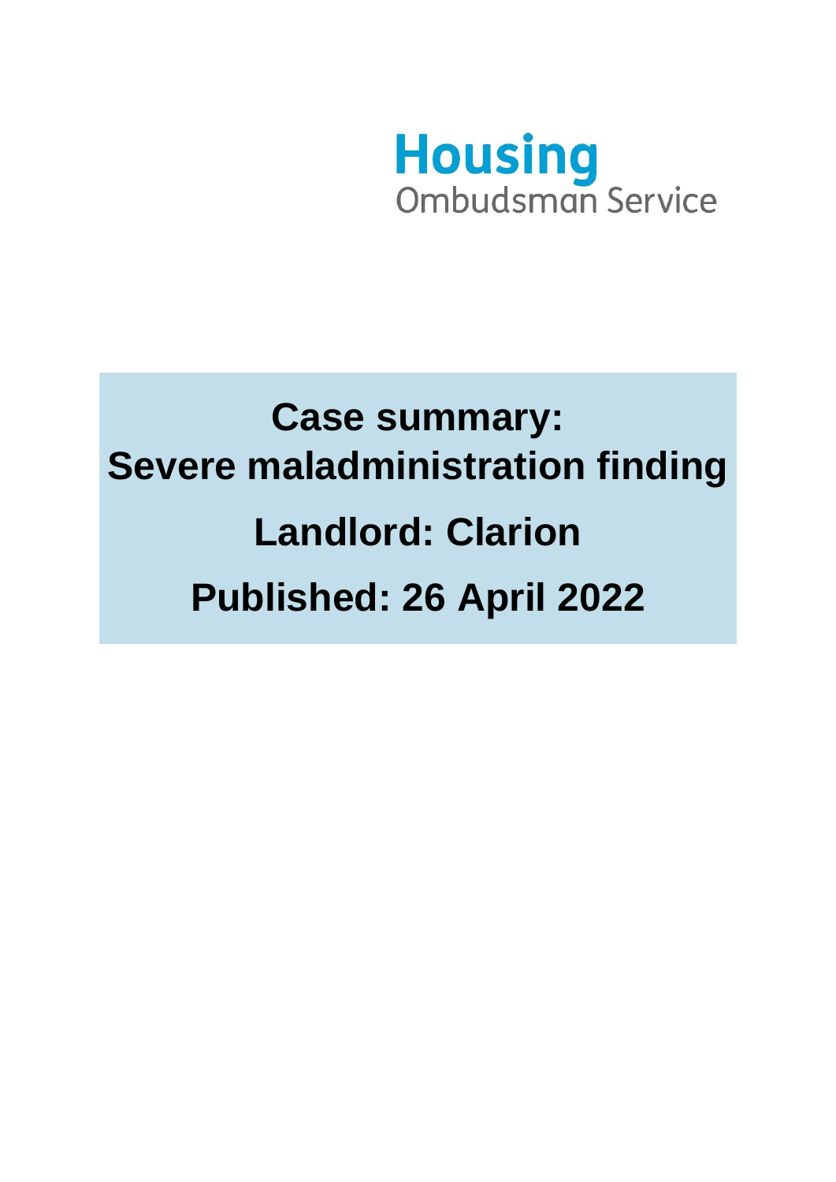Housing Ombudsman Service

# Case summary: Severe maladministration finding

# Landlord: Clarion

# Published: 26 April 2022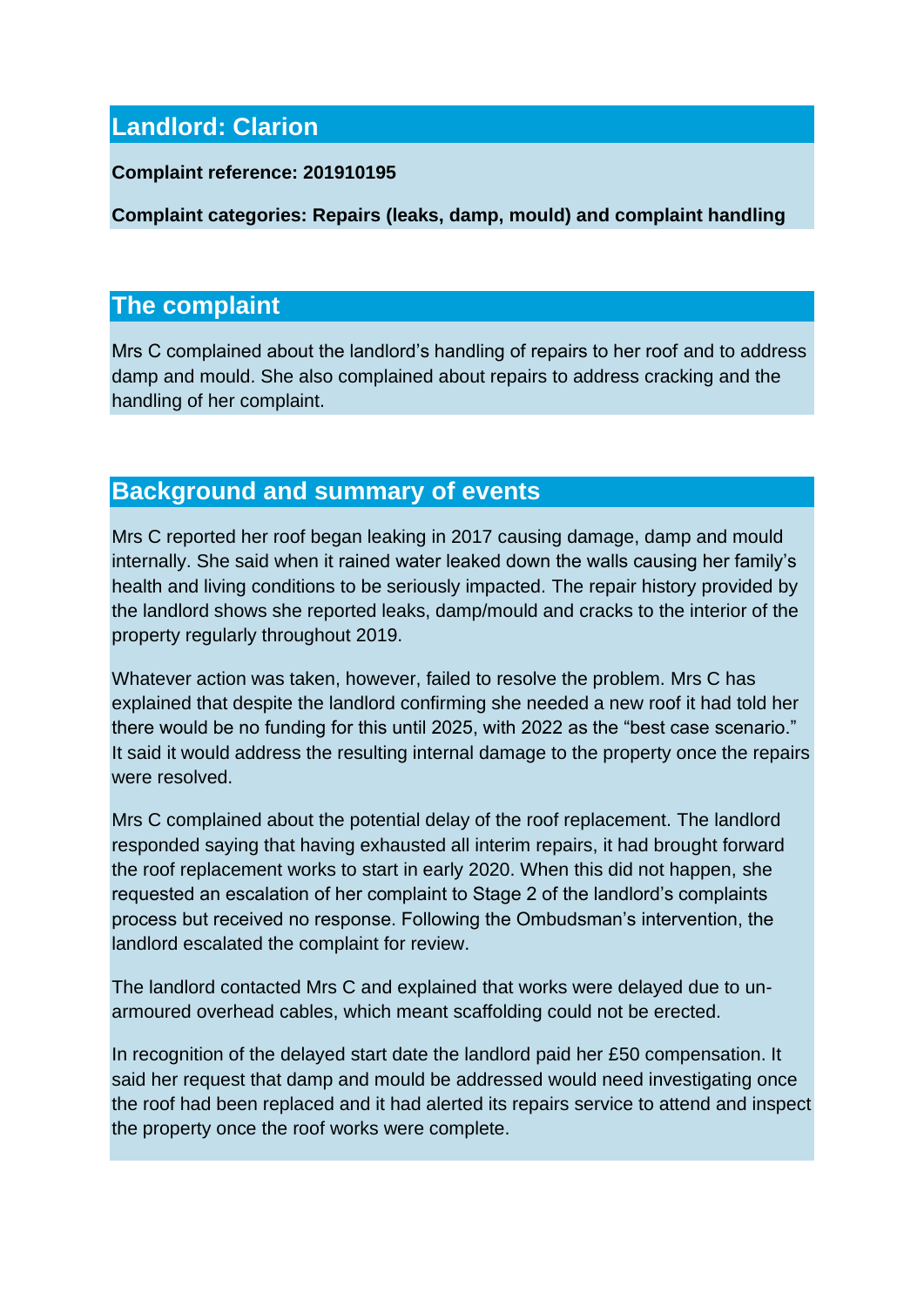## Landlord: Clarion

**Complaint reference: 201910195**

**Complaint categories: Repairs (leaks, damp, mould) and complaint handling**

## The complaint

Mrs C complained about the landlord's handling of repairs to her roof and to address damp and mould. She also complained about repairs to address cracking and the handling of her complaint.

## Background and summary of events

Mrs C reported her roof began leaking in 2017 causing damage, damp and mould internally. She said when it rained water leaked down the walls causing her family's health and living conditions to be seriously impacted. The repair history provided by the landlord shows she reported leaks, damp/mould and cracks to the interior of the property regularly throughout 2019.

Whatever action was taken, however, failed to resolve the problem. Mrs C has explained that despite the landlord confirming she needed a new roof it had told her there would be no funding for this until 2025, with 2022 as the "best case scenario." It said it would address the resulting internal damage to the property once the repairs were resolved.

Mrs C complained about the potential delay of the roof replacement. The landlord responded saying that having exhausted all interim repairs, it had brought forward the roof replacement works to start in early 2020. When this did not happen, she requested an escalation of her complaint to Stage 2 of the landlord's complaints process but received no response. Following the Ombudsman's intervention, the landlord escalated the complaint for review.

The landlord contacted Mrs C and explained that works were delayed due to un-armoured overhead cables, which meant scaffolding could not be erected.

In recognition of the delayed start date the landlord paid her £50 compensation. It said her request that damp and mould be addressed would need investigating once the roof had been replaced and it had alerted its repairs service to attend and inspect the property once the roof works were complete.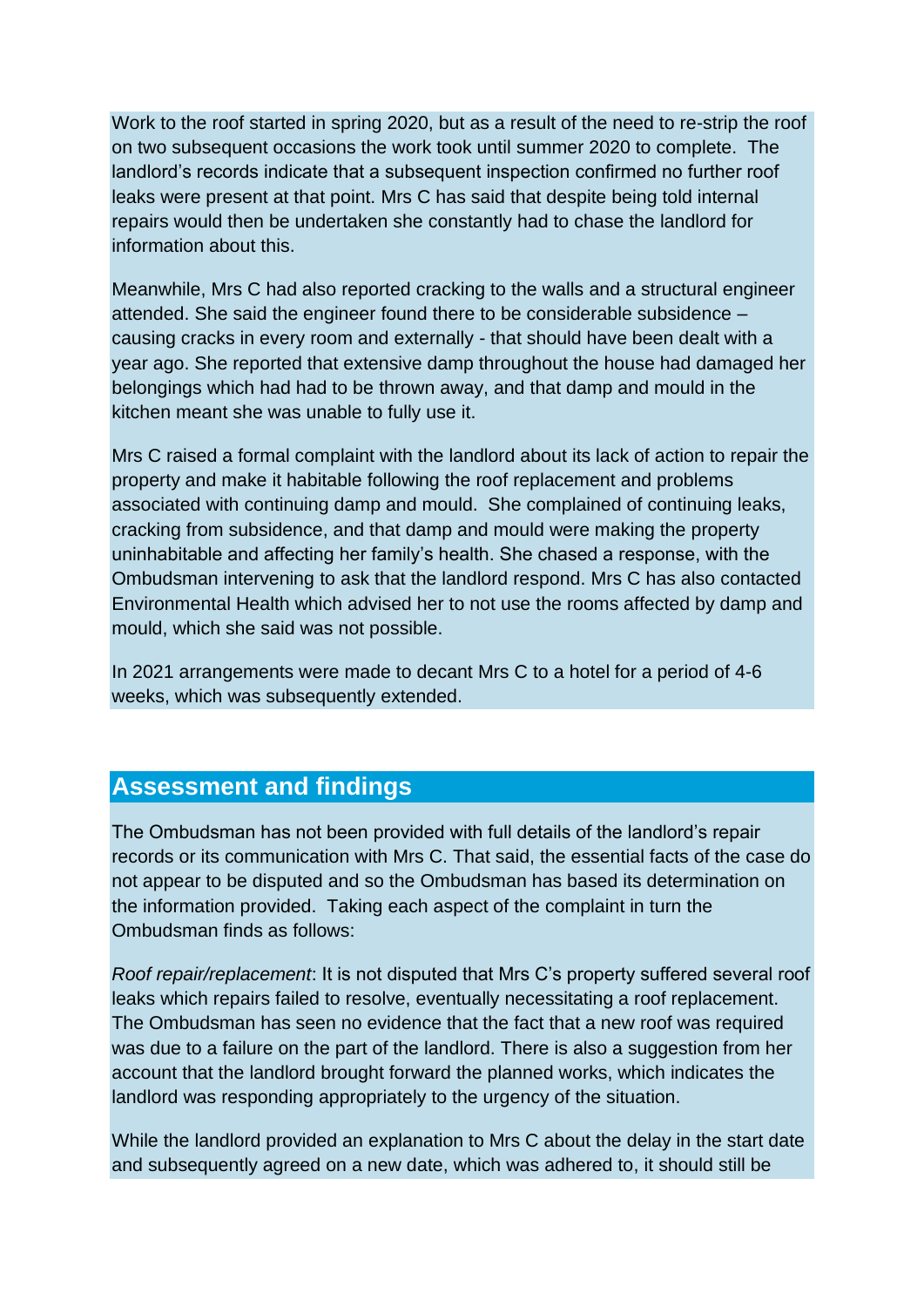Work to the roof started in spring 2020, but as a result of the need to re-strip the roof on two subsequent occasions the work took until summer 2020 to complete. The landlord's records indicate that a subsequent inspection confirmed no further roof leaks were present at that point. Mrs C has said that despite being told internal repairs would then be undertaken she constantly had to chase the landlord for information about this.

Meanwhile, Mrs C had also reported cracking to the walls and a structural engineer attended. She said the engineer found there to be considerable subsidence – causing cracks in every room and externally - that should have been dealt with a year ago. She reported that extensive damp throughout the house had damaged her belongings which had had to be thrown away, and that damp and mould in the kitchen meant she was unable to fully use it.

Mrs C raised a formal complaint with the landlord about its lack of action to repair the property and make it habitable following the roof replacement and problems associated with continuing damp and mould. She complained of continuing leaks, cracking from subsidence, and that damp and mould were making the property uninhabitable and affecting her family's health. She chased a response, with the Ombudsman intervening to ask that the landlord respond. Mrs C has also contacted Environmental Health which advised her to not use the rooms affected by damp and mould, which she said was not possible.

In 2021 arrangements were made to decant Mrs C to a hotel for a period of 4-6 weeks, which was subsequently extended.

## Assessment and findings

The Ombudsman has not been provided with full details of the landlord's repair records or its communication with Mrs C. That said, the essential facts of the case do not appear to be disputed and so the Ombudsman has based its determination on the information provided. Taking each aspect of the complaint in turn the Ombudsman finds as follows:

*Roof repair/replacement*: It is not disputed that Mrs C's property suffered several roof leaks which repairs failed to resolve, eventually necessitating a roof replacement. The Ombudsman has seen no evidence that the fact that a new roof was required was due to a failure on the part of the landlord. There is also a suggestion from her account that the landlord brought forward the planned works, which indicates the landlord was responding appropriately to the urgency of the situation.

While the landlord provided an explanation to Mrs C about the delay in the start date and subsequently agreed on a new date, which was adhered to, it should still be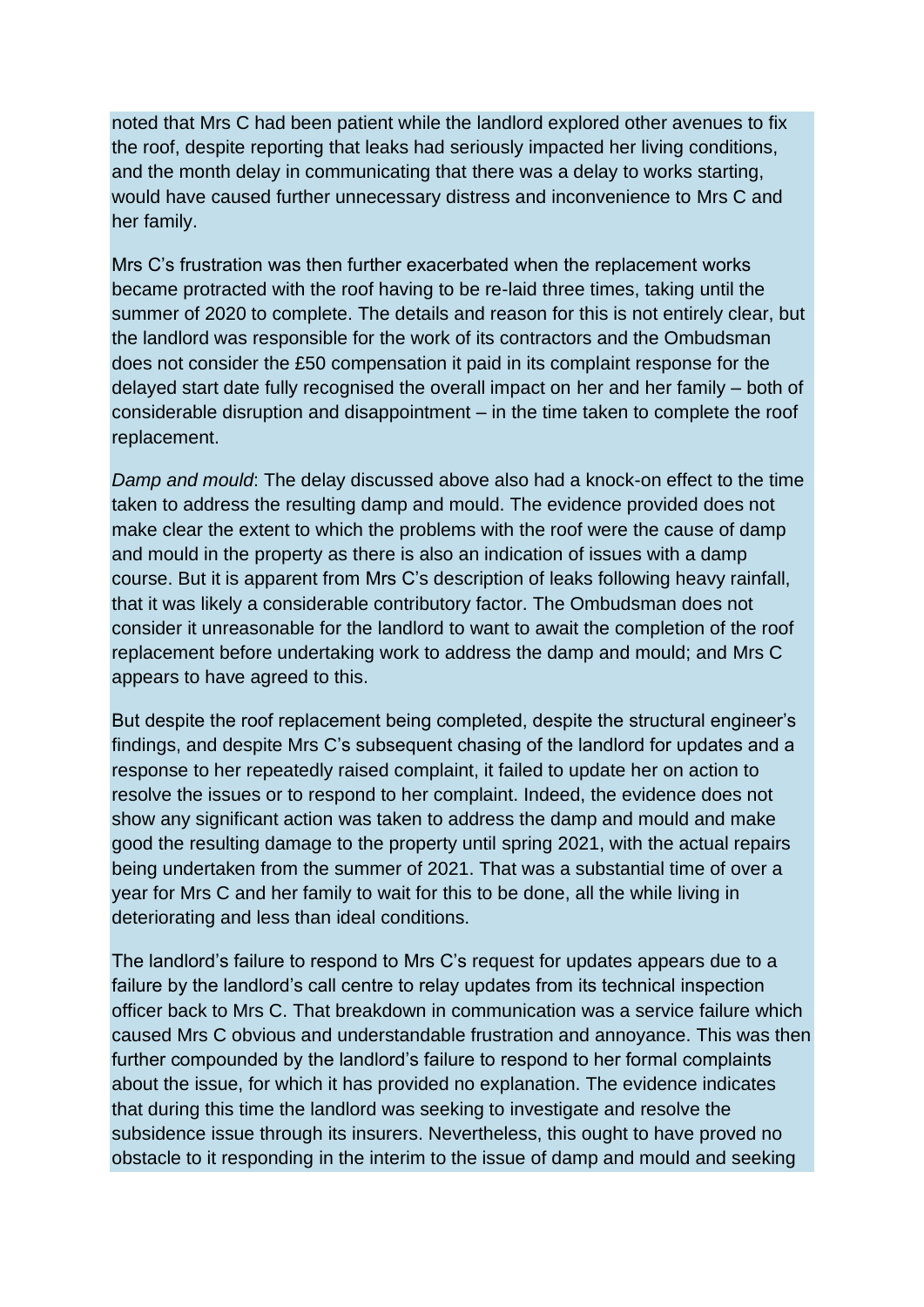noted that Mrs C had been patient while the landlord explored other avenues to fix the roof, despite reporting that leaks had seriously impacted her living conditions, and the month delay in communicating that there was a delay to works starting, would have caused further unnecessary distress and inconvenience to Mrs C and her family.

Mrs C's frustration was then further exacerbated when the replacement works became protracted with the roof having to be re-laid three times, taking until the summer of 2020 to complete. The details and reason for this is not entirely clear, but the landlord was responsible for the work of its contractors and the Ombudsman does not consider the £50 compensation it paid in its complaint response for the delayed start date fully recognised the overall impact on her and her family – both of considerable disruption and disappointment – in the time taken to complete the roof replacement.

*Damp and mould*: The delay discussed above also had a knock-on effect to the time taken to address the resulting damp and mould. The evidence provided does not make clear the extent to which the problems with the roof were the cause of damp and mould in the property as there is also an indication of issues with a damp course. But it is apparent from Mrs C's description of leaks following heavy rainfall, that it was likely a considerable contributory factor. The Ombudsman does not consider it unreasonable for the landlord to want to await the completion of the roof replacement before undertaking work to address the damp and mould; and Mrs C appears to have agreed to this.

But despite the roof replacement being completed, despite the structural engineer's findings, and despite Mrs C's subsequent chasing of the landlord for updates and a response to her repeatedly raised complaint, it failed to update her on action to resolve the issues or to respond to her complaint. Indeed, the evidence does not show any significant action was taken to address the damp and mould and make good the resulting damage to the property until spring 2021, with the actual repairs being undertaken from the summer of 2021. That was a substantial time of over a year for Mrs C and her family to wait for this to be done, all the while living in deteriorating and less than ideal conditions.

The landlord's failure to respond to Mrs C's request for updates appears due to a failure by the landlord's call centre to relay updates from its technical inspection officer back to Mrs C. That breakdown in communication was a service failure which caused Mrs C obvious and understandable frustration and annoyance. This was then further compounded by the landlord's failure to respond to her formal complaints about the issue, for which it has provided no explanation. The evidence indicates that during this time the landlord was seeking to investigate and resolve the subsidence issue through its insurers. Nevertheless, this ought to have proved no obstacle to it responding in the interim to the issue of damp and mould and seeking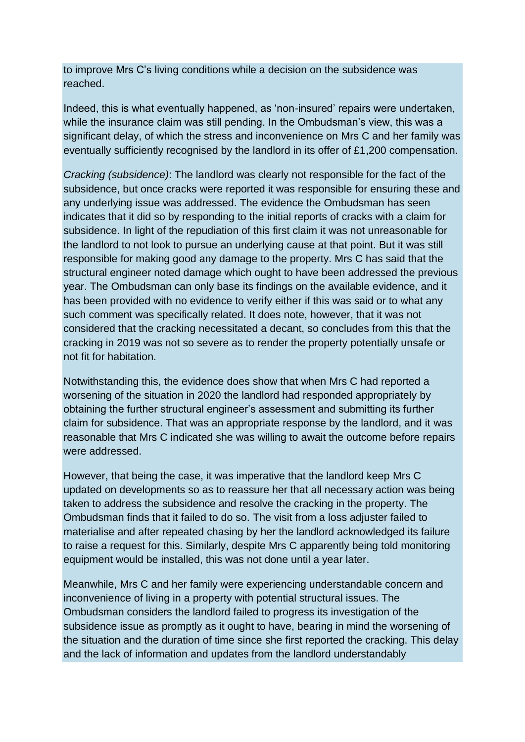to improve Mrs C's living conditions while a decision on the subsidence was reached.

Indeed, this is what eventually happened, as 'non-insured' repairs were undertaken, while the insurance claim was still pending. In the Ombudsman's view, this was a significant delay, of which the stress and inconvenience on Mrs C and her family was eventually sufficiently recognised by the landlord in its offer of £1,200 compensation.

*Cracking (subsidence)*: The landlord was clearly not responsible for the fact of the subsidence, but once cracks were reported it was responsible for ensuring these and any underlying issue was addressed. The evidence the Ombudsman has seen indicates that it did so by responding to the initial reports of cracks with a claim for subsidence. In light of the repudiation of this first claim it was not unreasonable for the landlord to not look to pursue an underlying cause at that point. But it was still responsible for making good any damage to the property. Mrs C has said that the structural engineer noted damage which ought to have been addressed the previous year. The Ombudsman can only base its findings on the available evidence, and it has been provided with no evidence to verify either if this was said or to what any such comment was specifically related. It does note, however, that it was not considered that the cracking necessitated a decant, so concludes from this that the cracking in 2019 was not so severe as to render the property potentially unsafe or not fit for habitation.

Notwithstanding this, the evidence does show that when Mrs C had reported a worsening of the situation in 2020 the landlord had responded appropriately by obtaining the further structural engineer's assessment and submitting its further claim for subsidence. That was an appropriate response by the landlord, and it was reasonable that Mrs C indicated she was willing to await the outcome before repairs were addressed.

However, that being the case, it was imperative that the landlord keep Mrs C updated on developments so as to reassure her that all necessary action was being taken to address the subsidence and resolve the cracking in the property. The Ombudsman finds that it failed to do so. The visit from a loss adjuster failed to materialise and after repeated chasing by her the landlord acknowledged its failure to raise a request for this. Similarly, despite Mrs C apparently being told monitoring equipment would be installed, this was not done until a year later.

Meanwhile, Mrs C and her family were experiencing understandable concern and inconvenience of living in a property with potential structural issues. The Ombudsman considers the landlord failed to progress its investigation of the subsidence issue as promptly as it ought to have, bearing in mind the worsening of the situation and the duration of time since she first reported the cracking. This delay and the lack of information and updates from the landlord understandably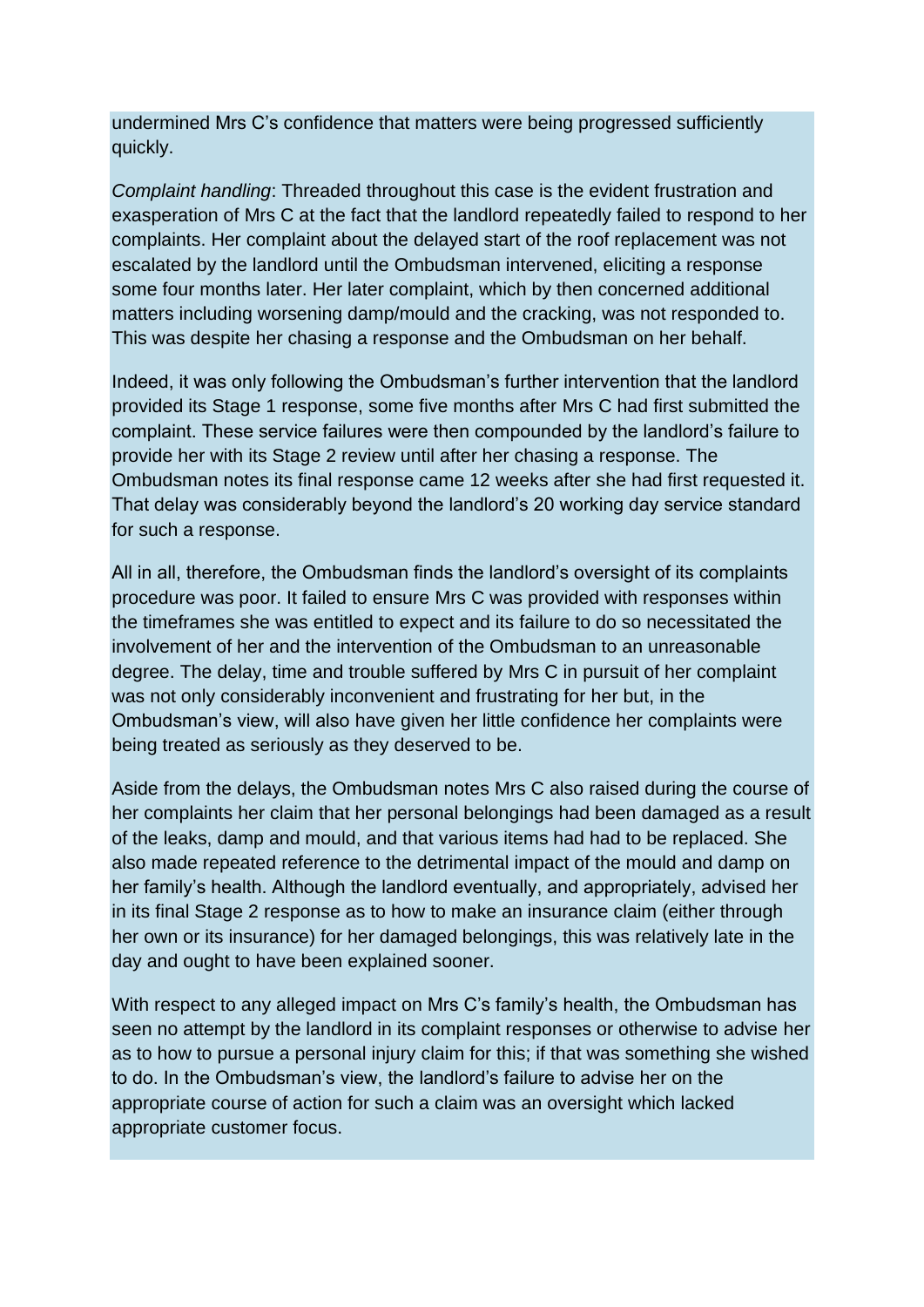undermined Mrs C's confidence that matters were being progressed sufficiently quickly.

*Complaint handling*: Threaded throughout this case is the evident frustration and exasperation of Mrs C at the fact that the landlord repeatedly failed to respond to her complaints. Her complaint about the delayed start of the roof replacement was not escalated by the landlord until the Ombudsman intervened, eliciting a response some four months later. Her later complaint, which by then concerned additional matters including worsening damp/mould and the cracking, was not responded to. This was despite her chasing a response and the Ombudsman on her behalf.

Indeed, it was only following the Ombudsman's further intervention that the landlord provided its Stage 1 response, some five months after Mrs C had first submitted the complaint. These service failures were then compounded by the landlord's failure to provide her with its Stage 2 review until after her chasing a response. The Ombudsman notes its final response came 12 weeks after she had first requested it. That delay was considerably beyond the landlord's 20 working day service standard for such a response.

All in all, therefore, the Ombudsman finds the landlord's oversight of its complaints procedure was poor. It failed to ensure Mrs C was provided with responses within the timeframes she was entitled to expect and its failure to do so necessitated the involvement of her and the intervention of the Ombudsman to an unreasonable degree. The delay, time and trouble suffered by Mrs C in pursuit of her complaint was not only considerably inconvenient and frustrating for her but, in the Ombudsman's view, will also have given her little confidence her complaints were being treated as seriously as they deserved to be.

Aside from the delays, the Ombudsman notes Mrs C also raised during the course of her complaints her claim that her personal belongings had been damaged as a result of the leaks, damp and mould, and that various items had had to be replaced. She also made repeated reference to the detrimental impact of the mould and damp on her family's health. Although the landlord eventually, and appropriately, advised her in its final Stage 2 response as to how to make an insurance claim (either through her own or its insurance) for her damaged belongings, this was relatively late in the day and ought to have been explained sooner.

With respect to any alleged impact on Mrs C's family's health, the Ombudsman has seen no attempt by the landlord in its complaint responses or otherwise to advise her as to how to pursue a personal injury claim for this; if that was something she wished to do. In the Ombudsman's view, the landlord's failure to advise her on the appropriate course of action for such a claim was an oversight which lacked appropriate customer focus.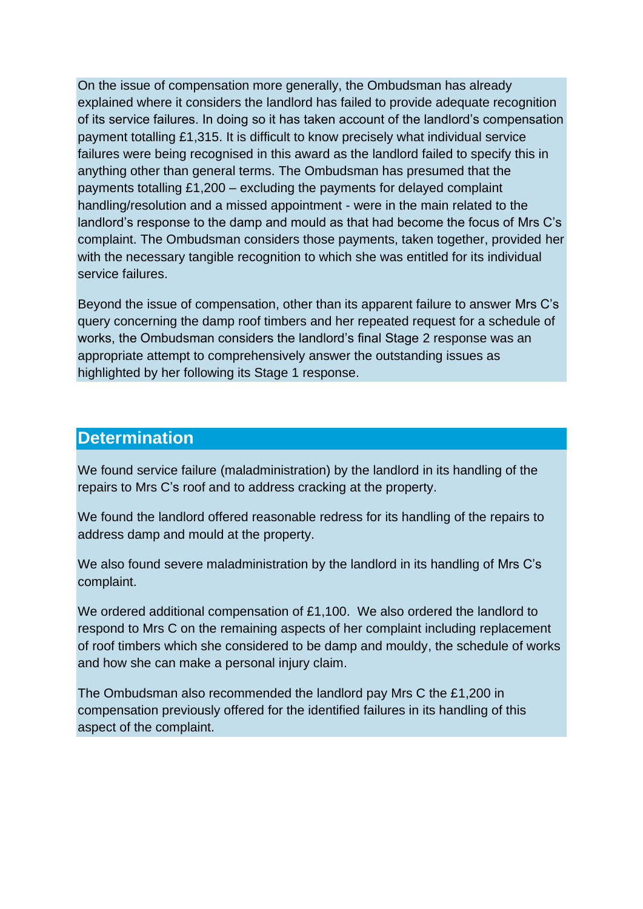On the issue of compensation more generally, the Ombudsman has already explained where it considers the landlord has failed to provide adequate recognition of its service failures. In doing so it has taken account of the landlord's compensation payment totalling £1,315. It is difficult to know precisely what individual service failures were being recognised in this award as the landlord failed to specify this in anything other than general terms. The Ombudsman has presumed that the payments totalling £1,200 – excluding the payments for delayed complaint handling/resolution and a missed appointment - were in the main related to the landlord's response to the damp and mould as that had become the focus of Mrs C's complaint. The Ombudsman considers those payments, taken together, provided her with the necessary tangible recognition to which she was entitled for its individual service failures.

Beyond the issue of compensation, other than its apparent failure to answer Mrs C's query concerning the damp roof timbers and her repeated request for a schedule of works, the Ombudsman considers the landlord's final Stage 2 response was an appropriate attempt to comprehensively answer the outstanding issues as highlighted by her following its Stage 1 response.

## Determination

We found service failure (maladministration) by the landlord in its handling of the repairs to Mrs C's roof and to address cracking at the property.

We found the landlord offered reasonable redress for its handling of the repairs to address damp and mould at the property.

We also found severe maladministration by the landlord in its handling of Mrs C's complaint.

We ordered additional compensation of £1,100. We also ordered the landlord to respond to Mrs C on the remaining aspects of her complaint including replacement of roof timbers which she considered to be damp and mouldy, the schedule of works and how she can make a personal injury claim.

The Ombudsman also recommended the landlord pay Mrs C the £1,200 in compensation previously offered for the identified failures in its handling of this aspect of the complaint.